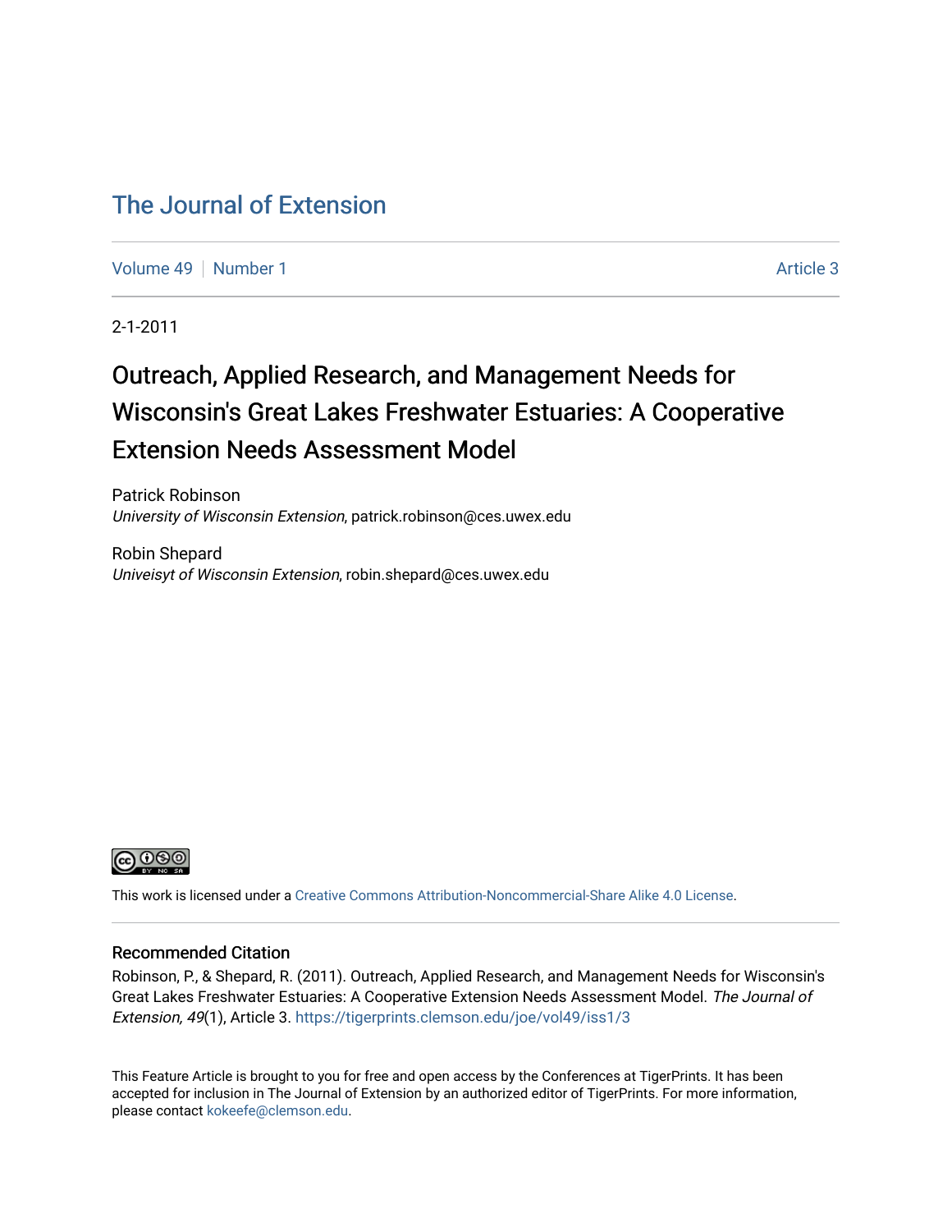# The Journal of Extension

Volume 49 | Number 1 | Article 3

2-1-2011

# Outreach, Applied Research, and Management Needs for Wisconsin's Great Lakes Freshwater Estuaries: A Cooperative Extension Needs Assessment Model

Patrick Robinson
*University of Wisconsin Extension*, patrick.robinson@ces.uwex.edu

Robin Shepard
*Univeisyt of Wisconsin Extension*, robin.shepard@ces.uwex.edu

This work is licensed under a Creative Commons Attribution-Noncommercial-Share Alike 4.0 License.

## Recommended Citation

Robinson, P., & Shepard, R. (2011). Outreach, Applied Research, and Management Needs for Wisconsin's Great Lakes Freshwater Estuaries: A Cooperative Extension Needs Assessment Model. *The Journal of Extension, 49*(1), Article 3. https://tigerprints.clemson.edu/joe/vol49/iss1/3

This Feature Article is brought to you for free and open access by the Conferences at TigerPrints. It has been accepted for inclusion in The Journal of Extension by an authorized editor of TigerPrints. For more information, please contact kokeefe@clemson.edu.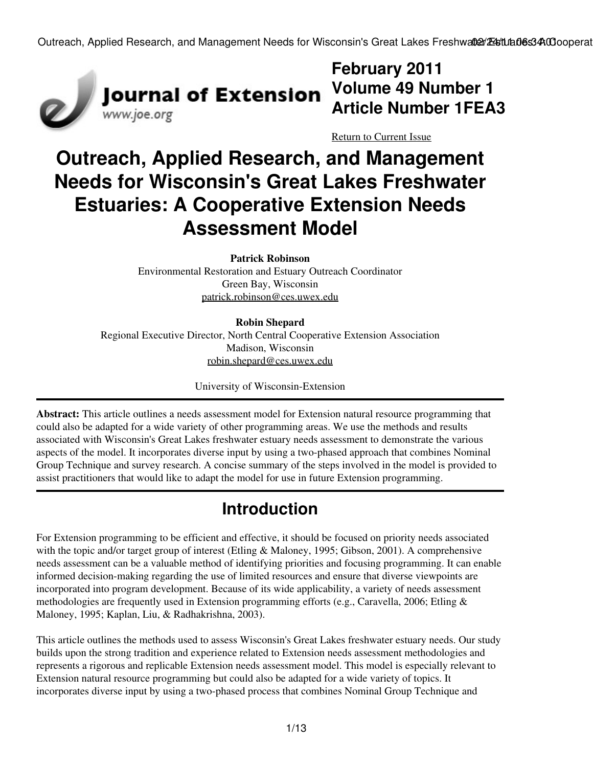February 2011
Volume 49 Number 1
Article Number 1FEA3

Return to Current Issue

# Outreach, Applied Research, and Management Needs for Wisconsin's Great Lakes Freshwater Estuaries: A Cooperative Extension Needs Assessment Model

**Patrick Robinson**
Environmental Restoration and Estuary Outreach Coordinator
Green Bay, Wisconsin
patrick.robinson@ces.uwex.edu

**Robin Shepard**
Regional Executive Director, North Central Cooperative Extension Association
Madison, Wisconsin
robin.shepard@ces.uwex.edu

University of Wisconsin-Extension

**Abstract:** This article outlines a needs assessment model for Extension natural resource programming that could also be adapted for a wide variety of other programming areas. We use the methods and results associated with Wisconsin's Great Lakes freshwater estuary needs assessment to demonstrate the various aspects of the model. It incorporates diverse input by using a two-phased approach that combines Nominal Group Technique and survey research. A concise summary of the steps involved in the model is provided to assist practitioners that would like to adapt the model for use in future Extension programming.

## Introduction

For Extension programming to be efficient and effective, it should be focused on priority needs associated with the topic and/or target group of interest (Etling & Maloney, 1995; Gibson, 2001). A comprehensive needs assessment can be a valuable method of identifying priorities and focusing programming. It can enable informed decision-making regarding the use of limited resources and ensure that diverse viewpoints are incorporated into program development. Because of its wide applicability, a variety of needs assessment methodologies are frequently used in Extension programming efforts (e.g., Caravella, 2006; Etling & Maloney, 1995; Kaplan, Liu, & Radhakrishna, 2003).

This article outlines the methods used to assess Wisconsin's Great Lakes freshwater estuary needs. Our study builds upon the strong tradition and experience related to Extension needs assessment methodologies and represents a rigorous and replicable Extension needs assessment model. This model is especially relevant to Extension natural resource programming but could also be adapted for a wide variety of topics. It incorporates diverse input by using a two-phased process that combines Nominal Group Technique and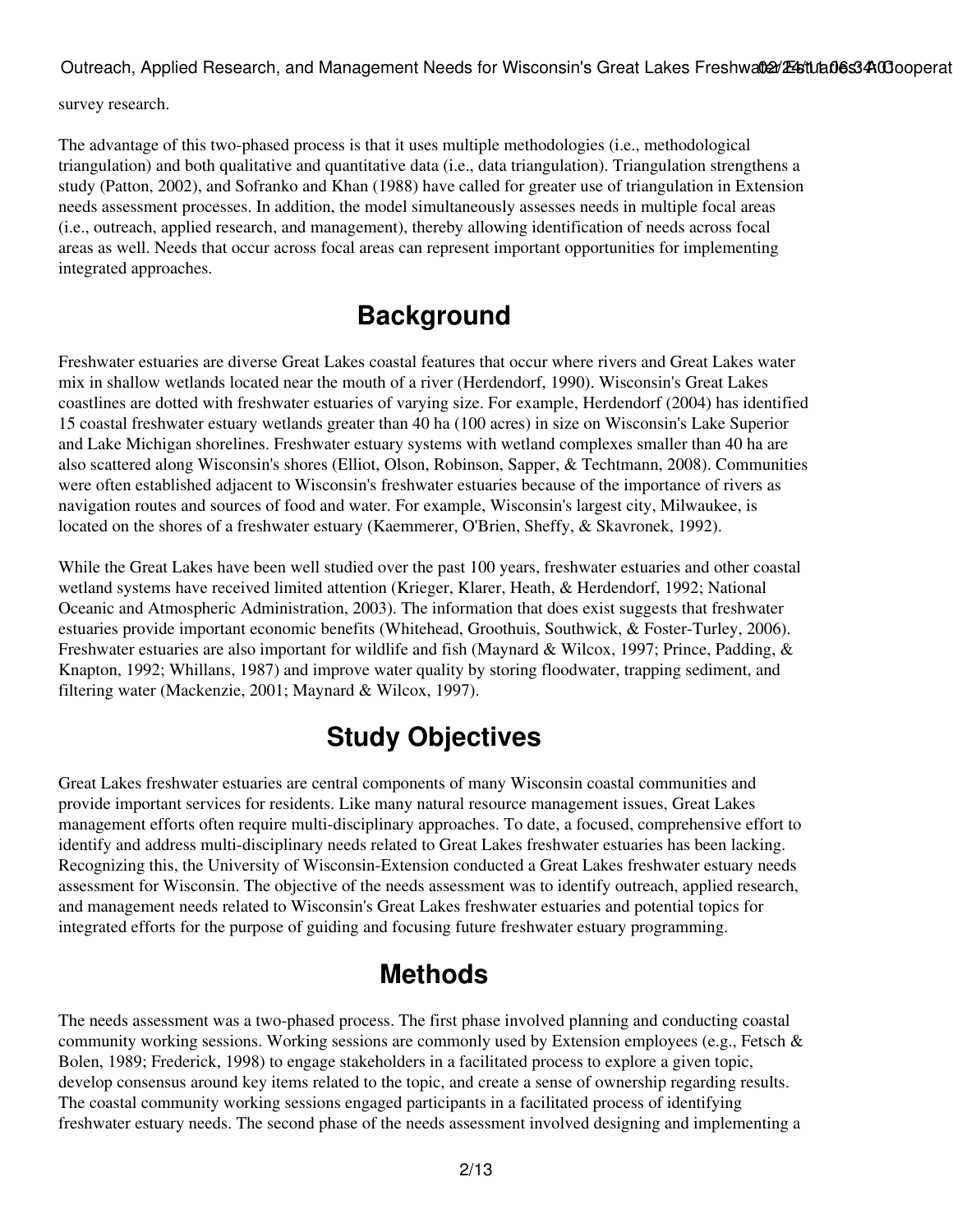survey research.

The advantage of this two-phased process is that it uses multiple methodologies (i.e., methodological triangulation) and both qualitative and quantitative data (i.e., data triangulation). Triangulation strengthens a study (Patton, 2002), and Sofranko and Khan (1988) have called for greater use of triangulation in Extension needs assessment processes. In addition, the model simultaneously assesses needs in multiple focal areas (i.e., outreach, applied research, and management), thereby allowing identification of needs across focal areas as well. Needs that occur across focal areas can represent important opportunities for implementing integrated approaches.

## Background

Freshwater estuaries are diverse Great Lakes coastal features that occur where rivers and Great Lakes water mix in shallow wetlands located near the mouth of a river (Herdendorf, 1990). Wisconsin's Great Lakes coastlines are dotted with freshwater estuaries of varying size. For example, Herdendorf (2004) has identified 15 coastal freshwater estuary wetlands greater than 40 ha (100 acres) in size on Wisconsin's Lake Superior and Lake Michigan shorelines. Freshwater estuary systems with wetland complexes smaller than 40 ha are also scattered along Wisconsin's shores (Elliot, Olson, Robinson, Sapper, & Techtmann, 2008). Communities were often established adjacent to Wisconsin's freshwater estuaries because of the importance of rivers as navigation routes and sources of food and water. For example, Wisconsin's largest city, Milwaukee, is located on the shores of a freshwater estuary (Kaemmerer, O'Brien, Sheffy, & Skavronek, 1992).

While the Great Lakes have been well studied over the past 100 years, freshwater estuaries and other coastal wetland systems have received limited attention (Krieger, Klarer, Heath, & Herdendorf, 1992; National Oceanic and Atmospheric Administration, 2003). The information that does exist suggests that freshwater estuaries provide important economic benefits (Whitehead, Groothuis, Southwick, & Foster-Turley, 2006). Freshwater estuaries are also important for wildlife and fish (Maynard & Wilcox, 1997; Prince, Padding, & Knapton, 1992; Whillans, 1987) and improve water quality by storing floodwater, trapping sediment, and filtering water (Mackenzie, 2001; Maynard & Wilcox, 1997).

## Study Objectives

Great Lakes freshwater estuaries are central components of many Wisconsin coastal communities and provide important services for residents. Like many natural resource management issues, Great Lakes management efforts often require multi-disciplinary approaches. To date, a focused, comprehensive effort to identify and address multi-disciplinary needs related to Great Lakes freshwater estuaries has been lacking. Recognizing this, the University of Wisconsin-Extension conducted a Great Lakes freshwater estuary needs assessment for Wisconsin. The objective of the needs assessment was to identify outreach, applied research, and management needs related to Wisconsin's Great Lakes freshwater estuaries and potential topics for integrated efforts for the purpose of guiding and focusing future freshwater estuary programming.

## Methods

The needs assessment was a two-phased process. The first phase involved planning and conducting coastal community working sessions. Working sessions are commonly used by Extension employees (e.g., Fetsch & Bolen, 1989; Frederick, 1998) to engage stakeholders in a facilitated process to explore a given topic, develop consensus around key items related to the topic, and create a sense of ownership regarding results. The coastal community working sessions engaged participants in a facilitated process of identifying freshwater estuary needs. The second phase of the needs assessment involved designing and implementing a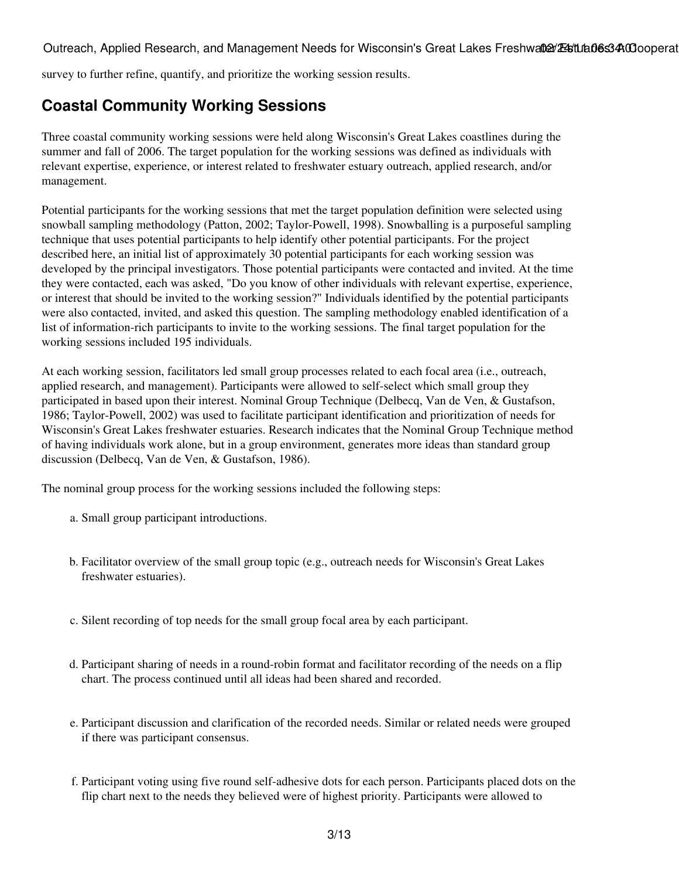survey to further refine, quantify, and prioritize the working session results.

## Coastal Community Working Sessions

Three coastal community working sessions were held along Wisconsin's Great Lakes coastlines during the summer and fall of 2006. The target population for the working sessions was defined as individuals with relevant expertise, experience, or interest related to freshwater estuary outreach, applied research, and/or management.

Potential participants for the working sessions that met the target population definition were selected using snowball sampling methodology (Patton, 2002; Taylor-Powell, 1998). Snowballing is a purposeful sampling technique that uses potential participants to help identify other potential participants. For the project described here, an initial list of approximately 30 potential participants for each working session was developed by the principal investigators. Those potential participants were contacted and invited. At the time they were contacted, each was asked, "Do you know of other individuals with relevant expertise, experience, or interest that should be invited to the working session?" Individuals identified by the potential participants were also contacted, invited, and asked this question. The sampling methodology enabled identification of a list of information-rich participants to invite to the working sessions. The final target population for the working sessions included 195 individuals.

At each working session, facilitators led small group processes related to each focal area (i.e., outreach, applied research, and management). Participants were allowed to self-select which small group they participated in based upon their interest. Nominal Group Technique (Delbecq, Van de Ven, & Gustafson, 1986; Taylor-Powell, 2002) was used to facilitate participant identification and prioritization of needs for Wisconsin's Great Lakes freshwater estuaries. Research indicates that the Nominal Group Technique method of having individuals work alone, but in a group environment, generates more ideas than standard group discussion (Delbecq, Van de Ven, & Gustafson, 1986).

The nominal group process for the working sessions included the following steps:

a. Small group participant introductions.

b. Facilitator overview of the small group topic (e.g., outreach needs for Wisconsin's Great Lakes freshwater estuaries).

c. Silent recording of top needs for the small group focal area by each participant.

d. Participant sharing of needs in a round-robin format and facilitator recording of the needs on a flip chart. The process continued until all ideas had been shared and recorded.

e. Participant discussion and clarification of the recorded needs. Similar or related needs were grouped if there was participant consensus.

f. Participant voting using five round self-adhesive dots for each person. Participants placed dots on the flip chart next to the needs they believed were of highest priority. Participants were allowed to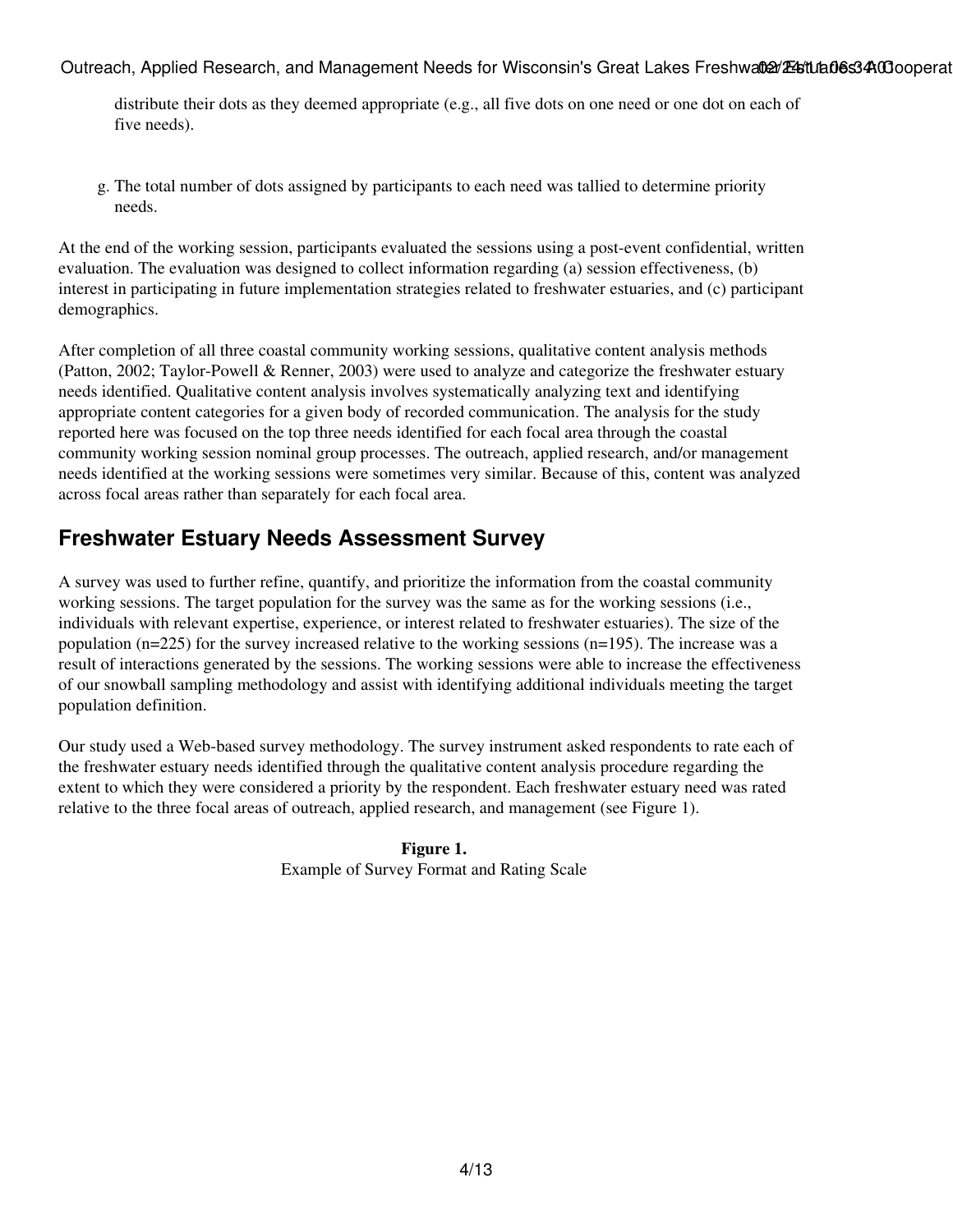distribute their dots as they deemed appropriate (e.g., all five dots on one need or one dot on each of five needs).

g. The total number of dots assigned by participants to each need was tallied to determine priority needs.

At the end of the working session, participants evaluated the sessions using a post-event confidential, written evaluation. The evaluation was designed to collect information regarding (a) session effectiveness, (b) interest in participating in future implementation strategies related to freshwater estuaries, and (c) participant demographics.

After completion of all three coastal community working sessions, qualitative content analysis methods (Patton, 2002; Taylor-Powell & Renner, 2003) were used to analyze and categorize the freshwater estuary needs identified. Qualitative content analysis involves systematically analyzing text and identifying appropriate content categories for a given body of recorded communication. The analysis for the study reported here was focused on the top three needs identified for each focal area through the coastal community working session nominal group processes. The outreach, applied research, and/or management needs identified at the working sessions were sometimes very similar. Because of this, content was analyzed across focal areas rather than separately for each focal area.

## Freshwater Estuary Needs Assessment Survey

A survey was used to further refine, quantify, and prioritize the information from the coastal community working sessions. The target population for the survey was the same as for the working sessions (i.e., individuals with relevant expertise, experience, or interest related to freshwater estuaries). The size of the population (n=225) for the survey increased relative to the working sessions (n=195). The increase was a result of interactions generated by the sessions. The working sessions were able to increase the effectiveness of our snowball sampling methodology and assist with identifying additional individuals meeting the target population definition.

Our study used a Web-based survey methodology. The survey instrument asked respondents to rate each of the freshwater estuary needs identified through the qualitative content analysis procedure regarding the extent to which they were considered a priority by the respondent. Each freshwater estuary need was rated relative to the three focal areas of outreach, applied research, and management (see Figure 1).

**Figure 1.**
Example of Survey Format and Rating Scale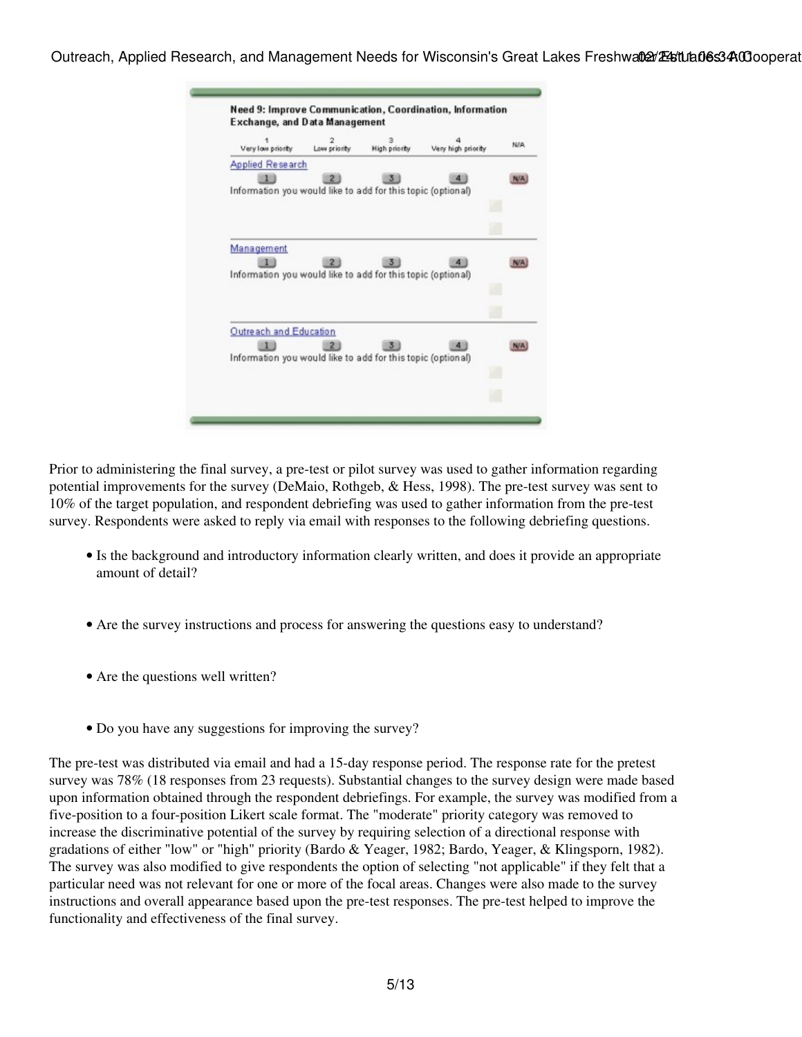**Need 9: Improve Communication, Coordination, Information Exchange, and Data Management**

| 1 Very low priority | 2 Low priority | 3 High priority | 4 Very high priority | N/A |
|---|---|---|---|---|
| **Applied Research** | | | | |
| 1 | 2 | 3 | 4 | N/A |
| Information you would like to add for this topic (optional) | | | | |
| **Management** | | | | |
| 1 | 2 | 3 | 4 | N/A |
| Information you would like to add for this topic (optional) | | | | |
| **Outreach and Education** | | | | |
| 1 | 2 | 3 | 4 | N/A |
| Information you would like to add for this topic (optional) | | | | |

Prior to administering the final survey, a pre-test or pilot survey was used to gather information regarding potential improvements for the survey (DeMaio, Rothgeb, & Hess, 1998). The pre-test survey was sent to 10% of the target population, and respondent debriefing was used to gather information from the pre-test survey. Respondents were asked to reply via email with responses to the following debriefing questions.

- Is the background and introductory information clearly written, and does it provide an appropriate amount of detail?
- Are the survey instructions and process for answering the questions easy to understand?
- Are the questions well written?
- Do you have any suggestions for improving the survey?

The pre-test was distributed via email and had a 15-day response period. The response rate for the pretest survey was 78% (18 responses from 23 requests). Substantial changes to the survey design were made based upon information obtained through the respondent debriefings. For example, the survey was modified from a five-position to a four-position Likert scale format. The "moderate" priority category was removed to increase the discriminative potential of the survey by requiring selection of a directional response with gradations of either "low" or "high" priority (Bardo & Yeager, 1982; Bardo, Yeager, & Klingsporn, 1982). The survey was also modified to give respondents the option of selecting "not applicable" if they felt that a particular need was not relevant for one or more of the focal areas. Changes were also made to the survey instructions and overall appearance based upon the pre-test responses. The pre-test helped to improve the functionality and effectiveness of the final survey.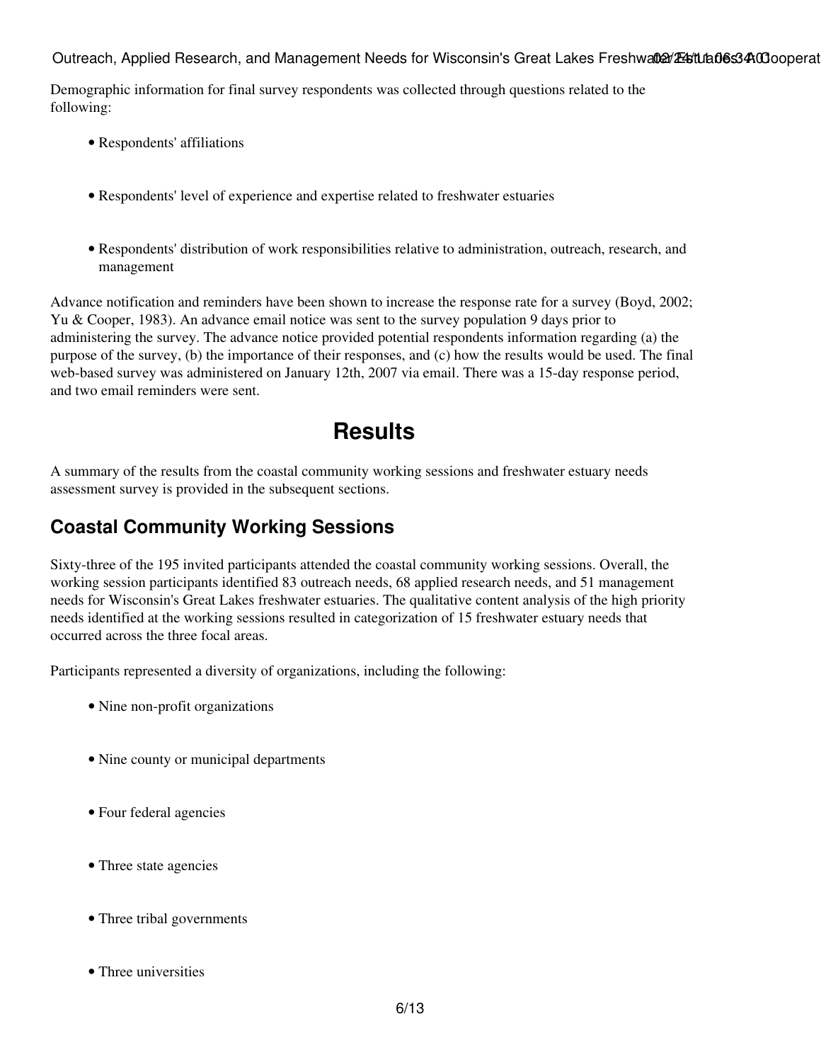Demographic information for final survey respondents was collected through questions related to the following:

- Respondents' affiliations
- Respondents' level of experience and expertise related to freshwater estuaries
- Respondents' distribution of work responsibilities relative to administration, outreach, research, and management

Advance notification and reminders have been shown to increase the response rate for a survey (Boyd, 2002; Yu & Cooper, 1983). An advance email notice was sent to the survey population 9 days prior to administering the survey. The advance notice provided potential respondents information regarding (a) the purpose of the survey, (b) the importance of their responses, and (c) how the results would be used. The final web-based survey was administered on January 12th, 2007 via email. There was a 15-day response period, and two email reminders were sent.

# Results

A summary of the results from the coastal community working sessions and freshwater estuary needs assessment survey is provided in the subsequent sections.

## Coastal Community Working Sessions

Sixty-three of the 195 invited participants attended the coastal community working sessions. Overall, the working session participants identified 83 outreach needs, 68 applied research needs, and 51 management needs for Wisconsin's Great Lakes freshwater estuaries. The qualitative content analysis of the high priority needs identified at the working sessions resulted in categorization of 15 freshwater estuary needs that occurred across the three focal areas.

Participants represented a diversity of organizations, including the following:

- Nine non-profit organizations
- Nine county or municipal departments
- Four federal agencies
- Three state agencies
- Three tribal governments
- Three universities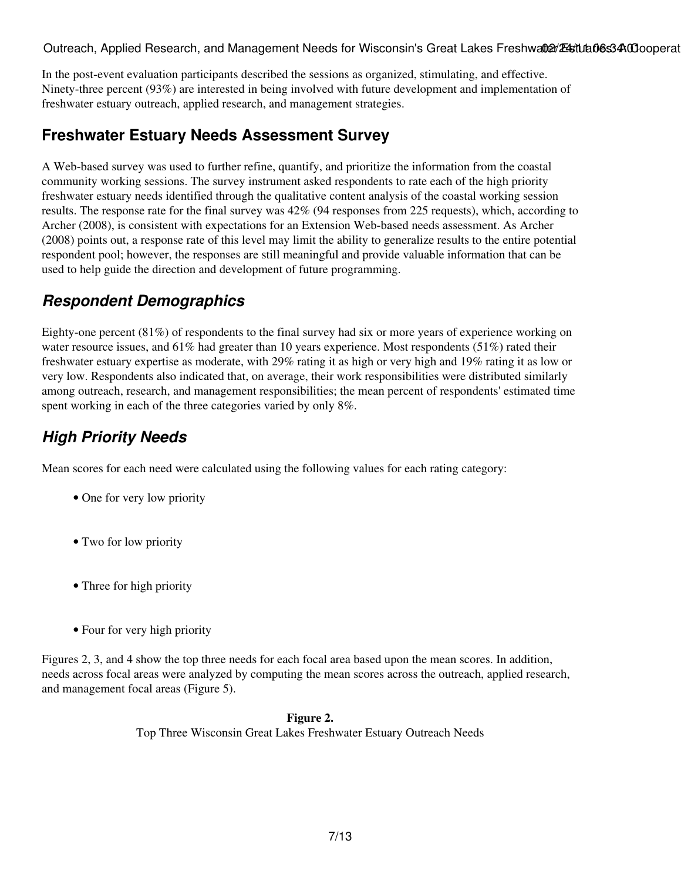In the post-event evaluation participants described the sessions as organized, stimulating, and effective. Ninety-three percent (93%) are interested in being involved with future development and implementation of freshwater estuary outreach, applied research, and management strategies.

## Freshwater Estuary Needs Assessment Survey

A Web-based survey was used to further refine, quantify, and prioritize the information from the coastal community working sessions. The survey instrument asked respondents to rate each of the high priority freshwater estuary needs identified through the qualitative content analysis of the coastal working session results. The response rate for the final survey was 42% (94 responses from 225 requests), which, according to Archer (2008), is consistent with expectations for an Extension Web-based needs assessment. As Archer (2008) points out, a response rate of this level may limit the ability to generalize results to the entire potential respondent pool; however, the responses are still meaningful and provide valuable information that can be used to help guide the direction and development of future programming.

### *Respondent Demographics*

Eighty-one percent (81%) of respondents to the final survey had six or more years of experience working on water resource issues, and 61% had greater than 10 years experience. Most respondents (51%) rated their freshwater estuary expertise as moderate, with 29% rating it as high or very high and 19% rating it as low or very low. Respondents also indicated that, on average, their work responsibilities were distributed similarly among outreach, research, and management responsibilities; the mean percent of respondents' estimated time spent working in each of the three categories varied by only 8%.

### *High Priority Needs*

Mean scores for each need were calculated using the following values for each rating category:

- One for very low priority
- Two for low priority
- Three for high priority
- Four for very high priority

Figures 2, 3, and 4 show the top three needs for each focal area based upon the mean scores. In addition, needs across focal areas were analyzed by computing the mean scores across the outreach, applied research, and management focal areas (Figure 5).

**Figure 2.**
Top Three Wisconsin Great Lakes Freshwater Estuary Outreach Needs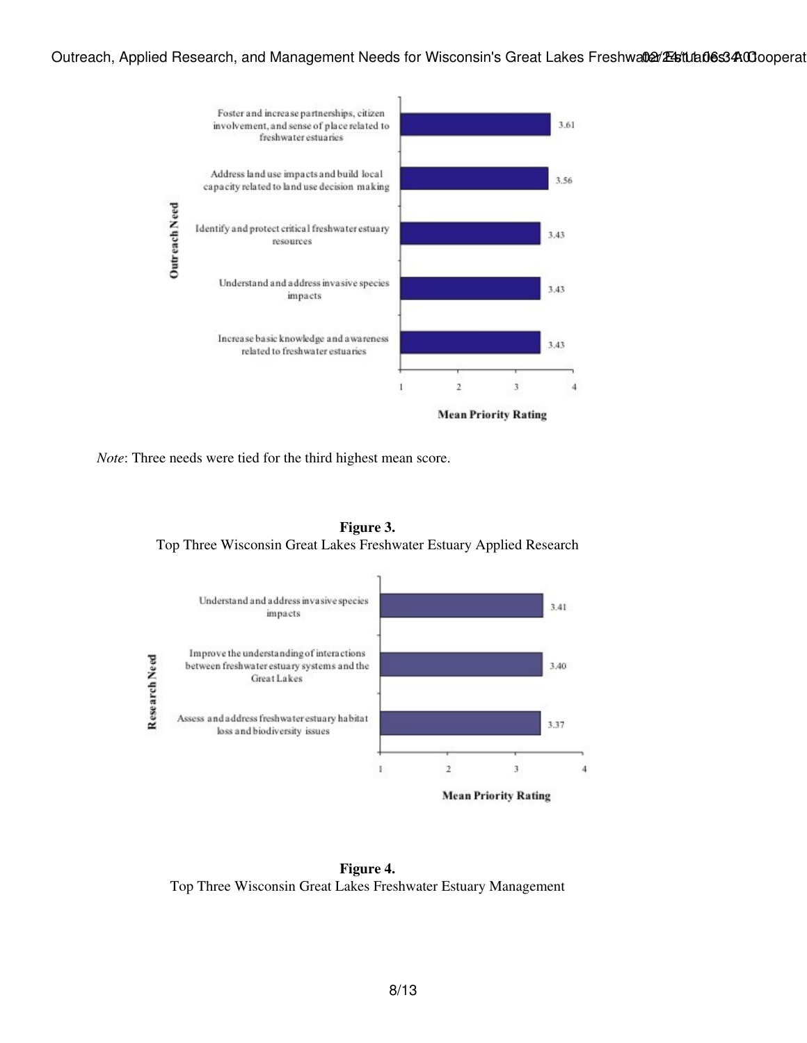| Outreach Need | Mean Priority Rating |
| --- | --- |
| Foster and increase partnerships, citizen involvement, and sense of place related to freshwater estuaries | 3.61 |
| Address land use impacts and build local capacity related to land use decision making | 3.56 |
| Identify and protect critical freshwater estuary resources | 3.43 |
| Understand and address invasive species impacts | 3.43 |
| Increase basic knowledge and awareness related to freshwater estuaries | 3.43 |

*Note*: Three needs were tied for the third highest mean score.

**Figure 3.**
Top Three Wisconsin Great Lakes Freshwater Estuary Applied Research

| Research Need | Mean Priority Rating |
| --- | --- |
| Understand and address invasive species impacts | 3.41 |
| Improve the understanding of interactions between freshwater estuary systems and the Great Lakes | 3.40 |
| Assess and address freshwater estuary habitat loss and biodiversity issues | 3.37 |

**Figure 4.**
Top Three Wisconsin Great Lakes Freshwater Estuary Management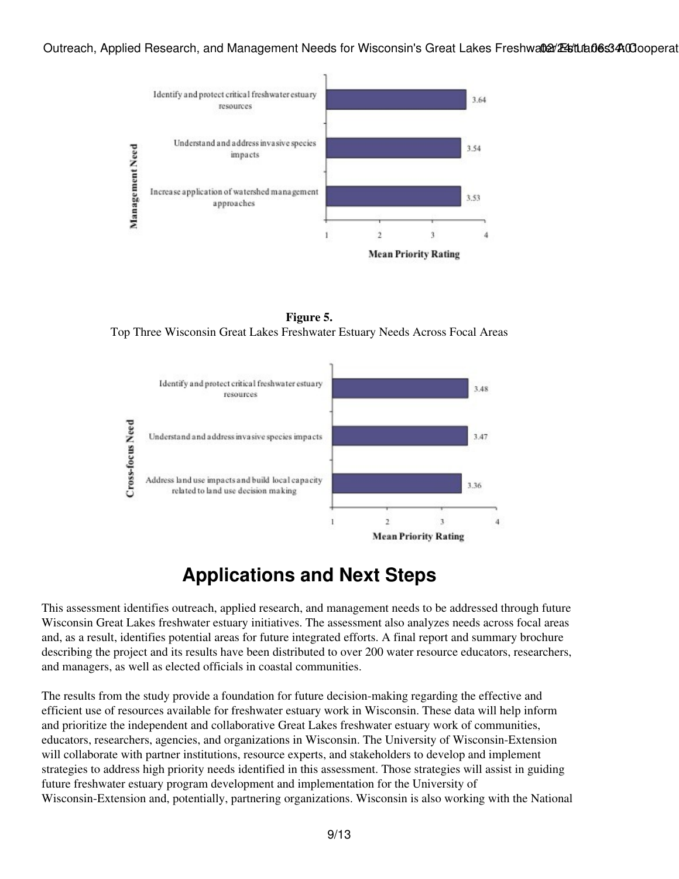Identify and protect critical freshwater estuary resources — 3.64

Understand and address invasive species impacts — 3.54

Increase application of watershed management approaches — 3.53

Management Need

Mean Priority Rating

**Figure 5.**
Top Three Wisconsin Great Lakes Freshwater Estuary Needs Across Focal Areas

Identify and protect critical freshwater estuary resources — 3.48

Understand and address invasive species impacts — 3.47

Address land use impacts and build local capacity related to land use decision making — 3.36

Cross-focus Need

Mean Priority Rating

# Applications and Next Steps

This assessment identifies outreach, applied research, and management needs to be addressed through future Wisconsin Great Lakes freshwater estuary initiatives. The assessment also analyzes needs across focal areas and, as a result, identifies potential areas for future integrated efforts. A final report and summary brochure describing the project and its results have been distributed to over 200 water resource educators, researchers, and managers, as well as elected officials in coastal communities.

The results from the study provide a foundation for future decision-making regarding the effective and efficient use of resources available for freshwater estuary work in Wisconsin. These data will help inform and prioritize the independent and collaborative Great Lakes freshwater estuary work of communities, educators, researchers, agencies, and organizations in Wisconsin. The University of Wisconsin-Extension will collaborate with partner institutions, resource experts, and stakeholders to develop and implement strategies to address high priority needs identified in this assessment. Those strategies will assist in guiding future freshwater estuary program development and implementation for the University of Wisconsin-Extension and, potentially, partnering organizations. Wisconsin is also working with the National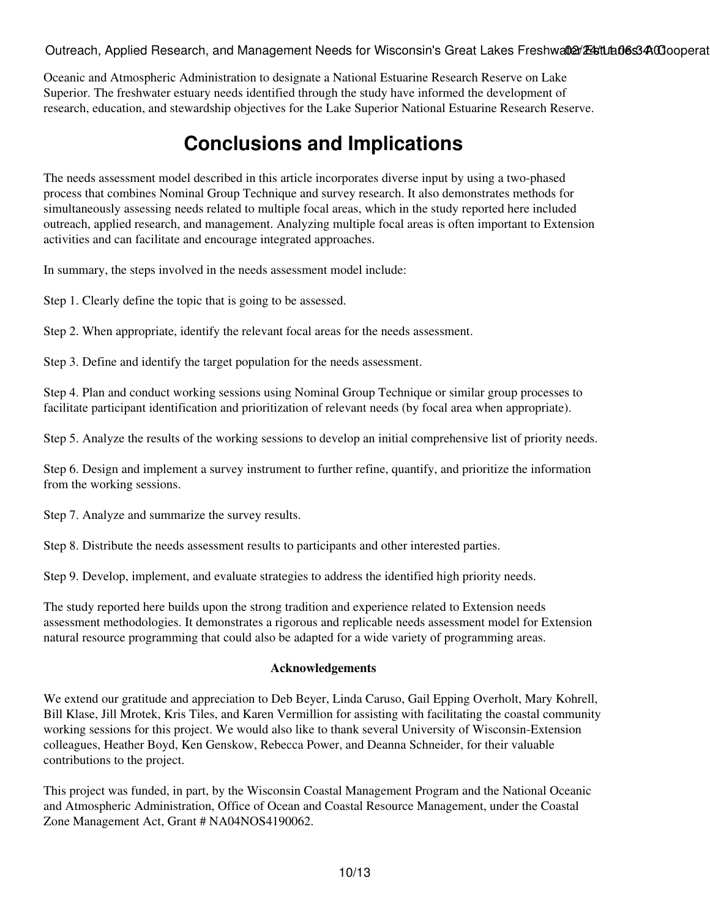Oceanic and Atmospheric Administration to designate a National Estuarine Research Reserve on Lake Superior. The freshwater estuary needs identified through the study have informed the development of research, education, and stewardship objectives for the Lake Superior National Estuarine Research Reserve.

# Conclusions and Implications

The needs assessment model described in this article incorporates diverse input by using a two-phased process that combines Nominal Group Technique and survey research. It also demonstrates methods for simultaneously assessing needs related to multiple focal areas, which in the study reported here included outreach, applied research, and management. Analyzing multiple focal areas is often important to Extension activities and can facilitate and encourage integrated approaches.

In summary, the steps involved in the needs assessment model include:

Step 1. Clearly define the topic that is going to be assessed.

Step 2. When appropriate, identify the relevant focal areas for the needs assessment.

Step 3. Define and identify the target population for the needs assessment.

Step 4. Plan and conduct working sessions using Nominal Group Technique or similar group processes to facilitate participant identification and prioritization of relevant needs (by focal area when appropriate).

Step 5. Analyze the results of the working sessions to develop an initial comprehensive list of priority needs.

Step 6. Design and implement a survey instrument to further refine, quantify, and prioritize the information from the working sessions.

Step 7. Analyze and summarize the survey results.

Step 8. Distribute the needs assessment results to participants and other interested parties.

Step 9. Develop, implement, and evaluate strategies to address the identified high priority needs.

The study reported here builds upon the strong tradition and experience related to Extension needs assessment methodologies. It demonstrates a rigorous and replicable needs assessment model for Extension natural resource programming that could also be adapted for a wide variety of programming areas.

### Acknowledgements

We extend our gratitude and appreciation to Deb Beyer, Linda Caruso, Gail Epping Overholt, Mary Kohrell, Bill Klase, Jill Mrotek, Kris Tiles, and Karen Vermillion for assisting with facilitating the coastal community working sessions for this project. We would also like to thank several University of Wisconsin-Extension colleagues, Heather Boyd, Ken Genskow, Rebecca Power, and Deanna Schneider, for their valuable contributions to the project.

This project was funded, in part, by the Wisconsin Coastal Management Program and the National Oceanic and Atmospheric Administration, Office of Ocean and Coastal Resource Management, under the Coastal Zone Management Act, Grant # NA04NOS4190062.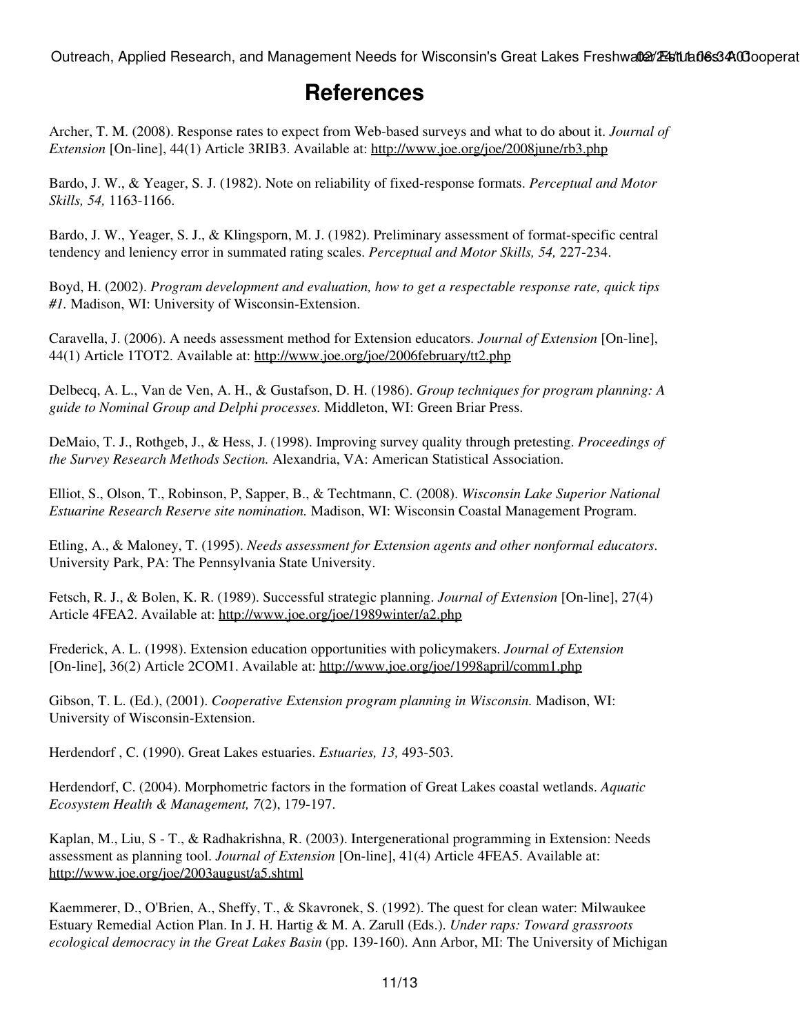# References

Archer, T. M. (2008). Response rates to expect from Web-based surveys and what to do about it. *Journal of Extension* [On-line], 44(1) Article 3RIB3. Available at: http://www.joe.org/joe/2008june/rb3.php

Bardo, J. W., & Yeager, S. J. (1982). Note on reliability of fixed-response formats. *Perceptual and Motor Skills, 54,* 1163-1166.

Bardo, J. W., Yeager, S. J., & Klingsporn, M. J. (1982). Preliminary assessment of format-specific central tendency and leniency error in summated rating scales. *Perceptual and Motor Skills, 54,* 227-234.

Boyd, H. (2002). *Program development and evaluation, how to get a respectable response rate, quick tips #1.* Madison, WI: University of Wisconsin-Extension.

Caravella, J. (2006). A needs assessment method for Extension educators. *Journal of Extension* [On-line], 44(1) Article 1TOT2. Available at: http://www.joe.org/joe/2006february/tt2.php

Delbecq, A. L., Van de Ven, A. H., & Gustafson, D. H. (1986). *Group techniques for program planning: A guide to Nominal Group and Delphi processes.* Middleton, WI: Green Briar Press.

DeMaio, T. J., Rothgeb, J., & Hess, J. (1998). Improving survey quality through pretesting. *Proceedings of the Survey Research Methods Section.* Alexandria, VA: American Statistical Association.

Elliot, S., Olson, T., Robinson, P, Sapper, B., & Techtmann, C. (2008). *Wisconsin Lake Superior National Estuarine Research Reserve site nomination.* Madison, WI: Wisconsin Coastal Management Program.

Etling, A., & Maloney, T. (1995). *Needs assessment for Extension agents and other nonformal educators.* University Park, PA: The Pennsylvania State University.

Fetsch, R. J., & Bolen, K. R. (1989). Successful strategic planning. *Journal of Extension* [On-line], 27(4) Article 4FEA2. Available at: http://www.joe.org/joe/1989winter/a2.php

Frederick, A. L. (1998). Extension education opportunities with policymakers. *Journal of Extension* [On-line], 36(2) Article 2COM1. Available at: http://www.joe.org/joe/1998april/comm1.php

Gibson, T. L. (Ed.), (2001). *Cooperative Extension program planning in Wisconsin.* Madison, WI: University of Wisconsin-Extension.

Herdendorf , C. (1990). Great Lakes estuaries. *Estuaries, 13,* 493-503.

Herdendorf, C. (2004). Morphometric factors in the formation of Great Lakes coastal wetlands. *Aquatic Ecosystem Health & Management, 7*(2), 179-197.

Kaplan, M., Liu, S - T., & Radhakrishna, R. (2003). Intergenerational programming in Extension: Needs assessment as planning tool. *Journal of Extension* [On-line], 41(4) Article 4FEA5. Available at: http://www.joe.org/joe/2003august/a5.shtml

Kaemmerer, D., O'Brien, A., Sheffy, T., & Skavronek, S. (1992). The quest for clean water: Milwaukee Estuary Remedial Action Plan. In J. H. Hartig & M. A. Zarull (Eds.). *Under raps: Toward grassroots ecological democracy in the Great Lakes Basin* (pp. 139-160). Ann Arbor, MI: The University of Michigan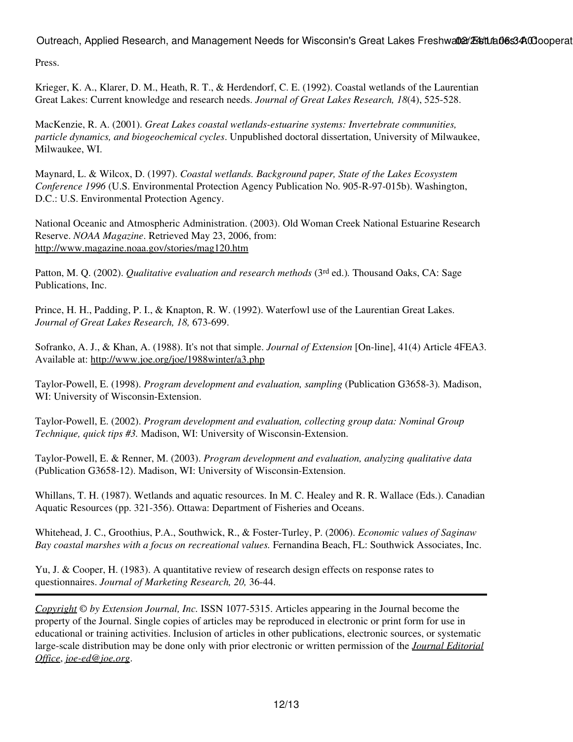Press.

Krieger, K. A., Klarer, D. M., Heath, R. T., & Herdendorf, C. E. (1992). Coastal wetlands of the Laurentian Great Lakes: Current knowledge and research needs. *Journal of Great Lakes Research, 18*(4), 525-528.

MacKenzie, R. A. (2001). *Great Lakes coastal wetlands-estuarine systems: Invertebrate communities, particle dynamics, and biogeochemical cycles*. Unpublished doctoral dissertation, University of Milwaukee, Milwaukee, WI.

Maynard, L. & Wilcox, D. (1997). *Coastal wetlands. Background paper, State of the Lakes Ecosystem Conference 1996* (U.S. Environmental Protection Agency Publication No. 905-R-97-015b). Washington, D.C.: U.S. Environmental Protection Agency.

National Oceanic and Atmospheric Administration. (2003). Old Woman Creek National Estuarine Research Reserve. *NOAA Magazine*. Retrieved May 23, 2006, from: http://www.magazine.noaa.gov/stories/mag120.htm

Patton, M. Q. (2002). *Qualitative evaluation and research methods* (3rd ed.). Thousand Oaks, CA: Sage Publications, Inc.

Prince, H. H., Padding, P. I., & Knapton, R. W. (1992). Waterfowl use of the Laurentian Great Lakes. *Journal of Great Lakes Research, 18,* 673-699.

Sofranko, A. J., & Khan, A. (1988). It's not that simple. *Journal of Extension* [On-line], 41(4) Article 4FEA3. Available at: http://www.joe.org/joe/1988winter/a3.php

Taylor-Powell, E. (1998). *Program development and evaluation, sampling* (Publication G3658-3). Madison, WI: University of Wisconsin-Extension.

Taylor-Powell, E. (2002). *Program development and evaluation, collecting group data: Nominal Group Technique, quick tips #3.* Madison, WI: University of Wisconsin-Extension.

Taylor-Powell, E. & Renner, M. (2003). *Program development and evaluation, analyzing qualitative data* (Publication G3658-12). Madison, WI: University of Wisconsin-Extension.

Whillans, T. H. (1987). Wetlands and aquatic resources. In M. C. Healey and R. R. Wallace (Eds.). Canadian Aquatic Resources (pp. 321-356). Ottawa: Department of Fisheries and Oceans.

Whitehead, J. C., Groothius, P.A., Southwick, R., & Foster-Turley, P. (2006). *Economic values of Saginaw Bay coastal marshes with a focus on recreational values.* Fernandina Beach, FL: Southwick Associates, Inc.

Yu, J. & Cooper, H. (1983). A quantitative review of research design effects on response rates to questionnaires. *Journal of Marketing Research, 20,* 36-44.

---

*Copyright* © *by Extension Journal, Inc.* ISSN 1077-5315. Articles appearing in the Journal become the property of the Journal. Single copies of articles may be reproduced in electronic or print form for use in educational or training activities. Inclusion of articles in other publications, electronic sources, or systematic large-scale distribution may be done only with prior electronic or written permission of the *Journal Editorial Office*, *joe-ed@joe.org*.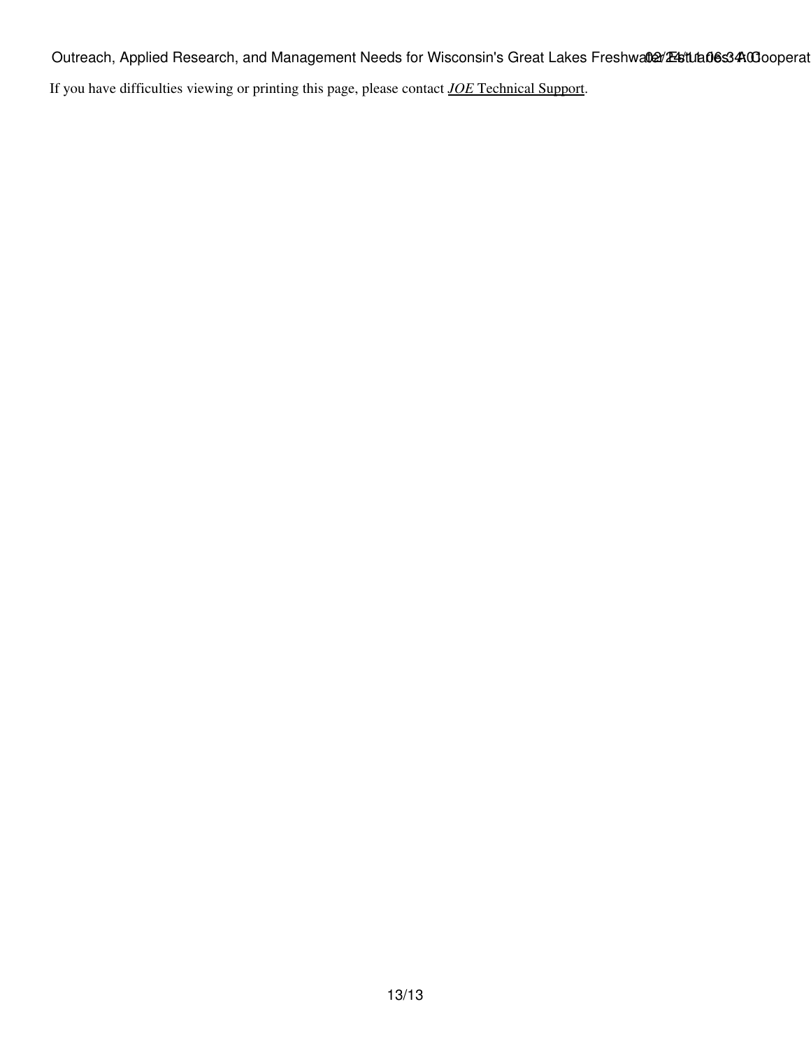If you have difficulties viewing or printing this page, please contact *JOE* Technical Support.